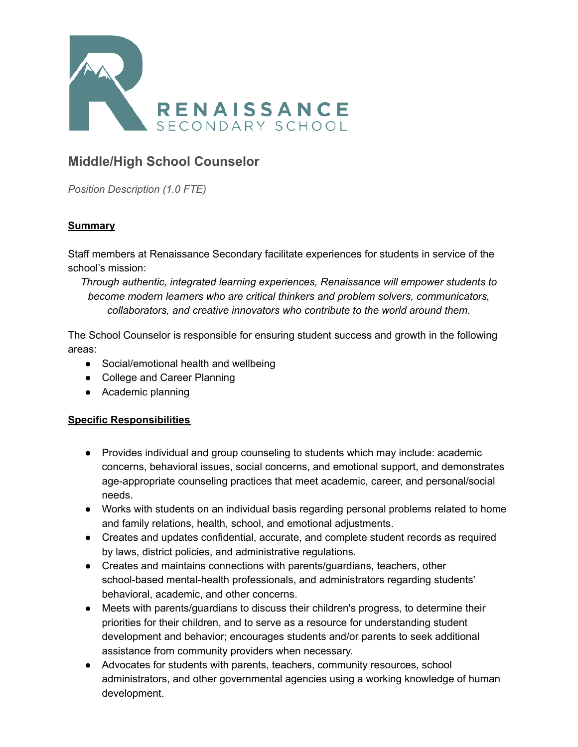RENAISSANCE
SECONDARY SCHOOL

# Middle/High School Counselor

*Position Description (1.0 FTE)*

## Summary

Staff members at Renaissance Secondary facilitate experiences for students in service of the school's mission:

> *Through authentic, integrated learning experiences, Renaissance will empower students to become modern learners who are critical thinkers and problem solvers, communicators, collaborators, and creative innovators who contribute to the world around them.*

The School Counselor is responsible for ensuring student success and growth in the following areas:

- Social/emotional health and wellbeing
- College and Career Planning
- Academic planning

## Specific Responsibilities

- Provides individual and group counseling to students which may include: academic concerns, behavioral issues, social concerns, and emotional support, and demonstrates age-appropriate counseling practices that meet academic, career, and personal/social needs.
- Works with students on an individual basis regarding personal problems related to home and family relations, health, school, and emotional adjustments.
- Creates and updates confidential, accurate, and complete student records as required by laws, district policies, and administrative regulations.
- Creates and maintains connections with parents/guardians, teachers, other school-based mental-health professionals, and administrators regarding students' behavioral, academic, and other concerns.
- Meets with parents/guardians to discuss their children's progress, to determine their priorities for their children, and to serve as a resource for understanding student development and behavior; encourages students and/or parents to seek additional assistance from community providers when necessary.
- Advocates for students with parents, teachers, community resources, school administrators, and other governmental agencies using a working knowledge of human development.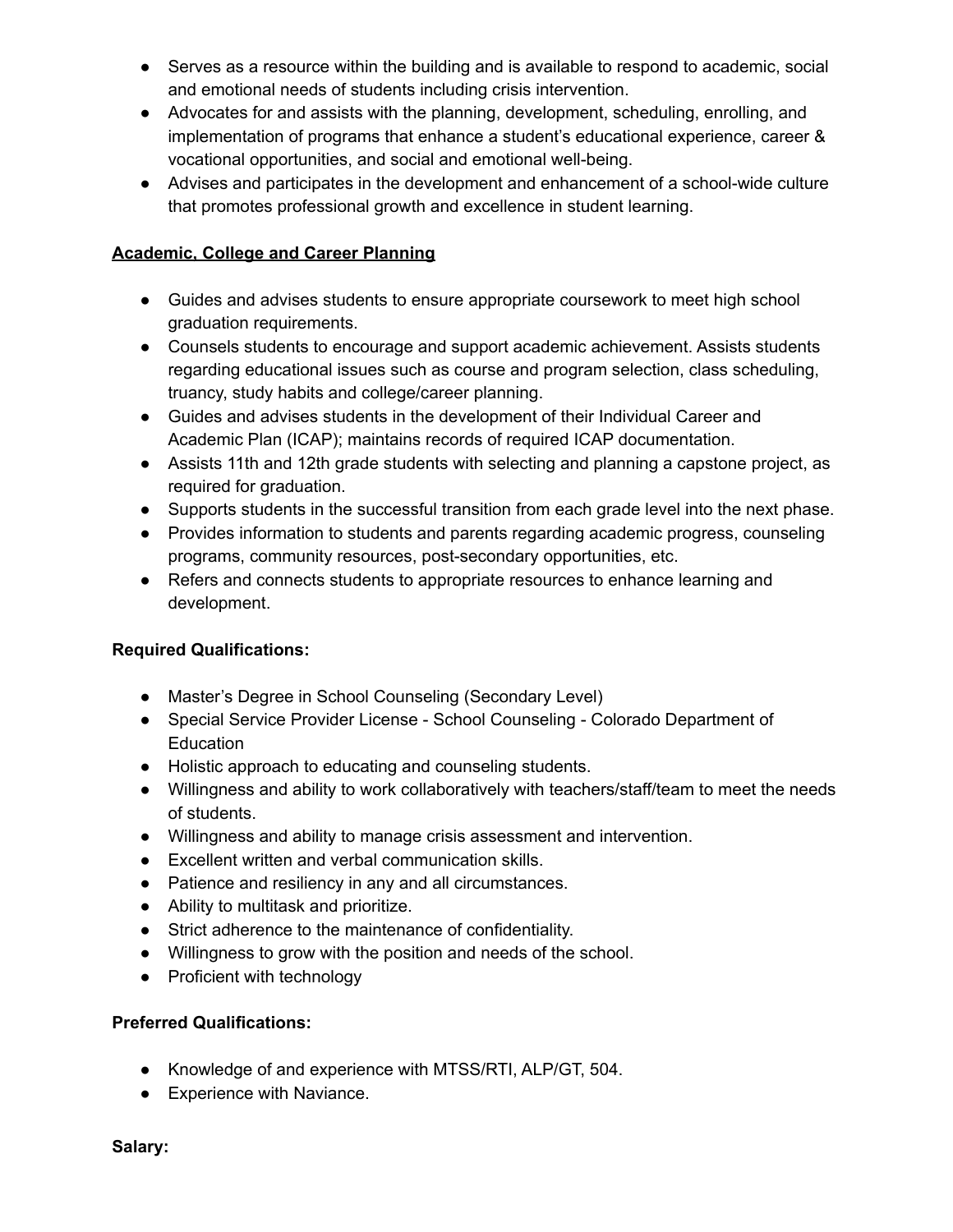- Serves as a resource within the building and is available to respond to academic, social and emotional needs of students including crisis intervention.
- Advocates for and assists with the planning, development, scheduling, enrolling, and implementation of programs that enhance a student's educational experience, career & vocational opportunities, and social and emotional well-being.
- Advises and participates in the development and enhancement of a school-wide culture that promotes professional growth and excellence in student learning.

**Academic, College and Career Planning**

- Guides and advises students to ensure appropriate coursework to meet high school graduation requirements.
- Counsels students to encourage and support academic achievement. Assists students regarding educational issues such as course and program selection, class scheduling, truancy, study habits and college/career planning.
- Guides and advises students in the development of their Individual Career and Academic Plan (ICAP); maintains records of required ICAP documentation.
- Assists 11th and 12th grade students with selecting and planning a capstone project, as required for graduation.
- Supports students in the successful transition from each grade level into the next phase.
- Provides information to students and parents regarding academic progress, counseling programs, community resources, post-secondary opportunities, etc.
- Refers and connects students to appropriate resources to enhance learning and development.

**Required Qualifications:**

- Master's Degree in School Counseling (Secondary Level)
- Special Service Provider License - School Counseling - Colorado Department of Education
- Holistic approach to educating and counseling students.
- Willingness and ability to work collaboratively with teachers/staff/team to meet the needs of students.
- Willingness and ability to manage crisis assessment and intervention.
- Excellent written and verbal communication skills.
- Patience and resiliency in any and all circumstances.
- Ability to multitask and prioritize.
- Strict adherence to the maintenance of confidentiality.
- Willingness to grow with the position and needs of the school.
- Proficient with technology

**Preferred Qualifications:**

- Knowledge of and experience with MTSS/RTI, ALP/GT, 504.
- Experience with Naviance.

**Salary:**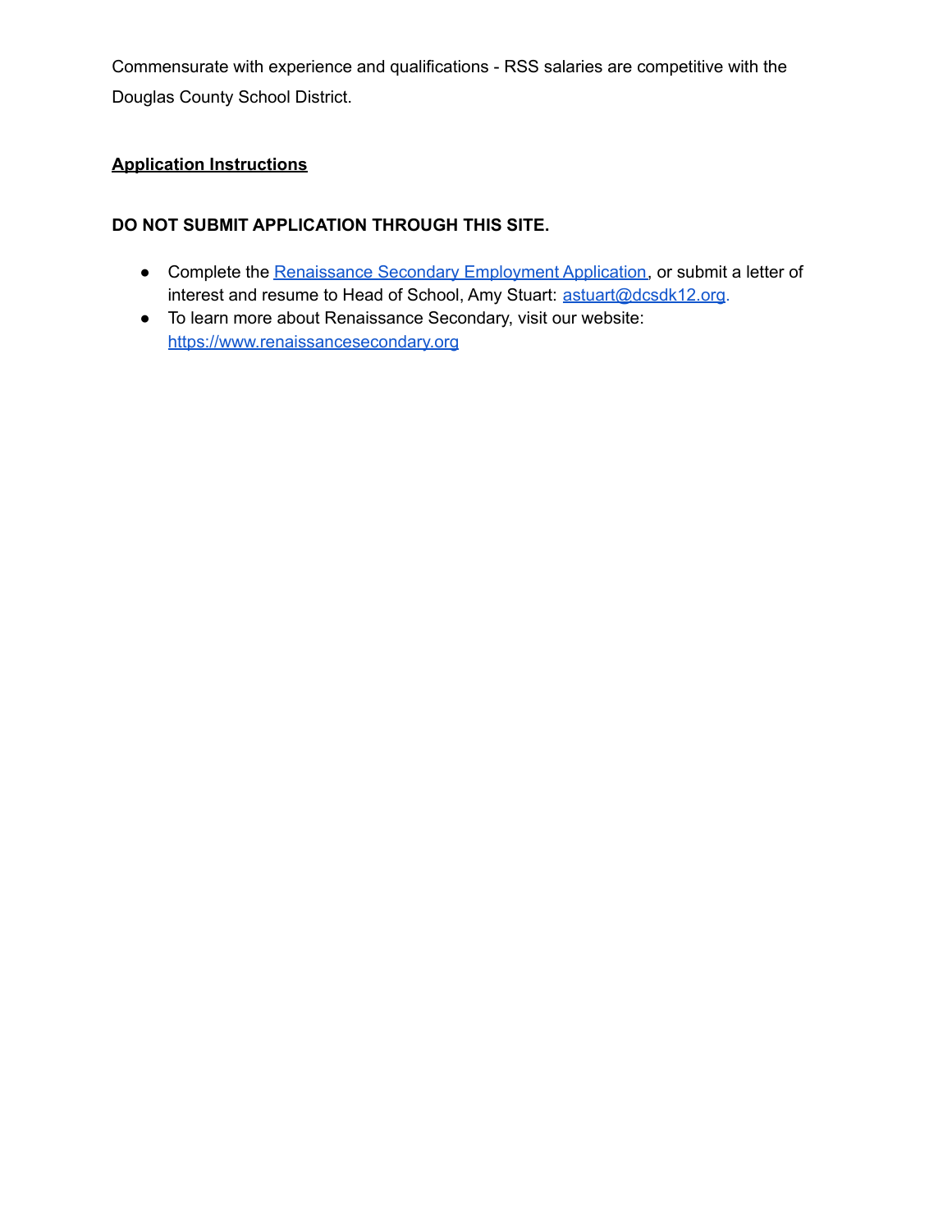Commensurate with experience and qualifications - RSS salaries are competitive with the Douglas County School District.

**Application Instructions**

**DO NOT SUBMIT APPLICATION THROUGH THIS SITE.**

- Complete the Renaissance Secondary Employment Application, or submit a letter of interest and resume to Head of School, Amy Stuart: astuart@dcsdk12.org.
- To learn more about Renaissance Secondary, visit our website: https://www.renaissancesecondary.org